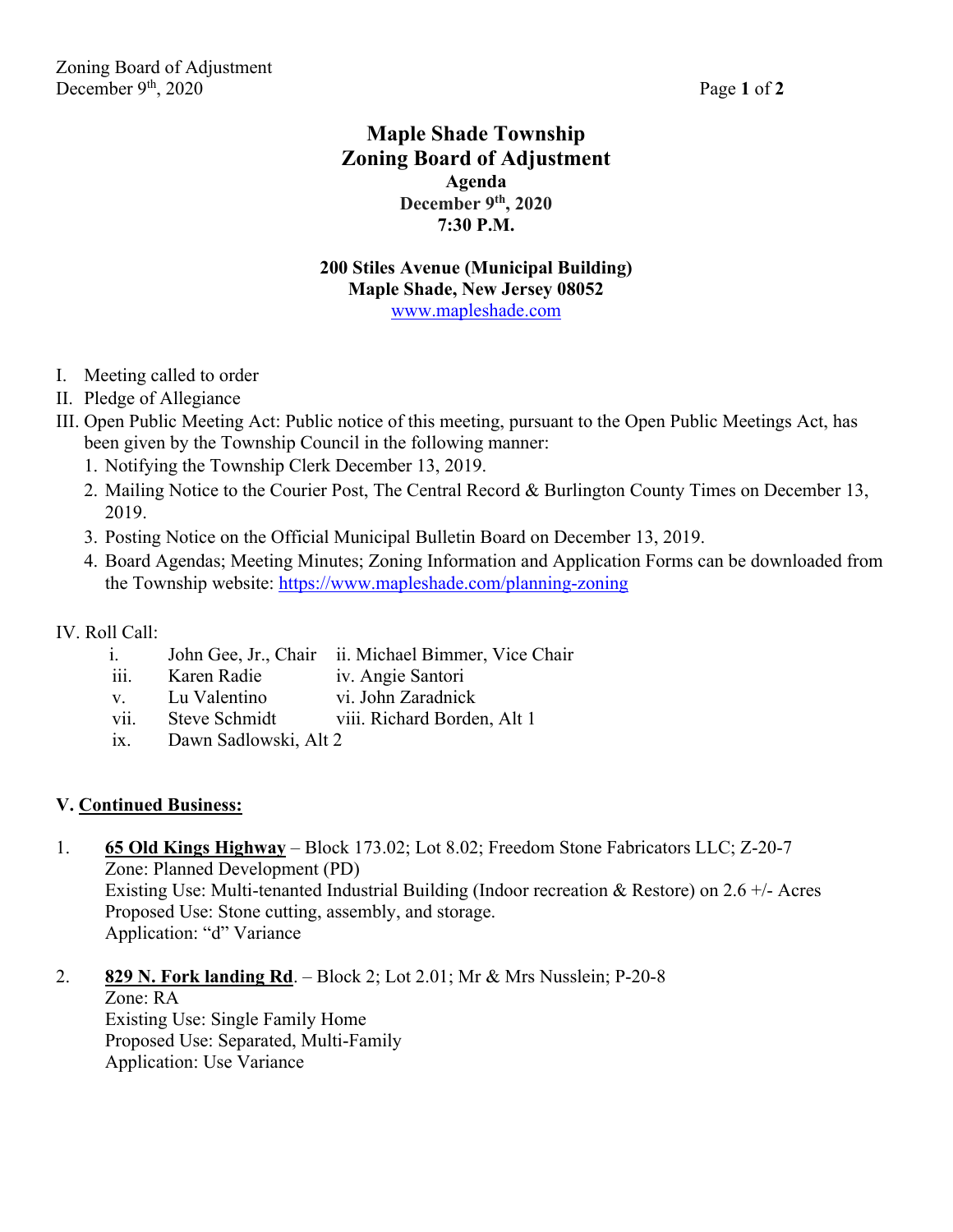# Maple Shade Township
# Zoning Board of Adjustment
## Agenda
**December 9th, 2020**
**7:30 P.M.**

**200 Stiles Avenue (Municipal Building)**
**Maple Shade, New Jersey 08052**
www.mapleshade.com

I. Meeting called to order
II. Pledge of Allegiance
III. Open Public Meeting Act: Public notice of this meeting, pursuant to the Open Public Meetings Act, has been given by the Township Council in the following manner:
   1. Notifying the Township Clerk December 13, 2019.
   2. Mailing Notice to the Courier Post, The Central Record & Burlington County Times on December 13, 2019.
   3. Posting Notice on the Official Municipal Bulletin Board on December 13, 2019.
   4. Board Agendas; Meeting Minutes; Zoning Information and Application Forms can be downloaded from the Township website: https://www.mapleshade.com/planning-zoning

IV. Roll Call:

- i. John Gee, Jr., Chair
- ii. Michael Bimmer, Vice Chair
- iii. Karen Radie
- iv. Angie Santori
- v. Lu Valentino
- vi. John Zaradnick
- vii. Steve Schmidt
- viii. Richard Borden, Alt 1
- ix. Dawn Sadlowski, Alt 2

**V. Continued Business:**

1. **65 Old Kings Highway** – Block 173.02; Lot 8.02; Freedom Stone Fabricators LLC; Z-20-7
   Zone: Planned Development (PD)
   Existing Use: Multi-tenanted Industrial Building (Indoor recreation & Restore) on 2.6 +/- Acres
   Proposed Use: Stone cutting, assembly, and storage.
   Application: "d" Variance

2. **829 N. Fork landing Rd**. – Block 2; Lot 2.01; Mr & Mrs Nusslein; P-20-8
   Zone: RA
   Existing Use: Single Family Home
   Proposed Use: Separated, Multi-Family
   Application: Use Variance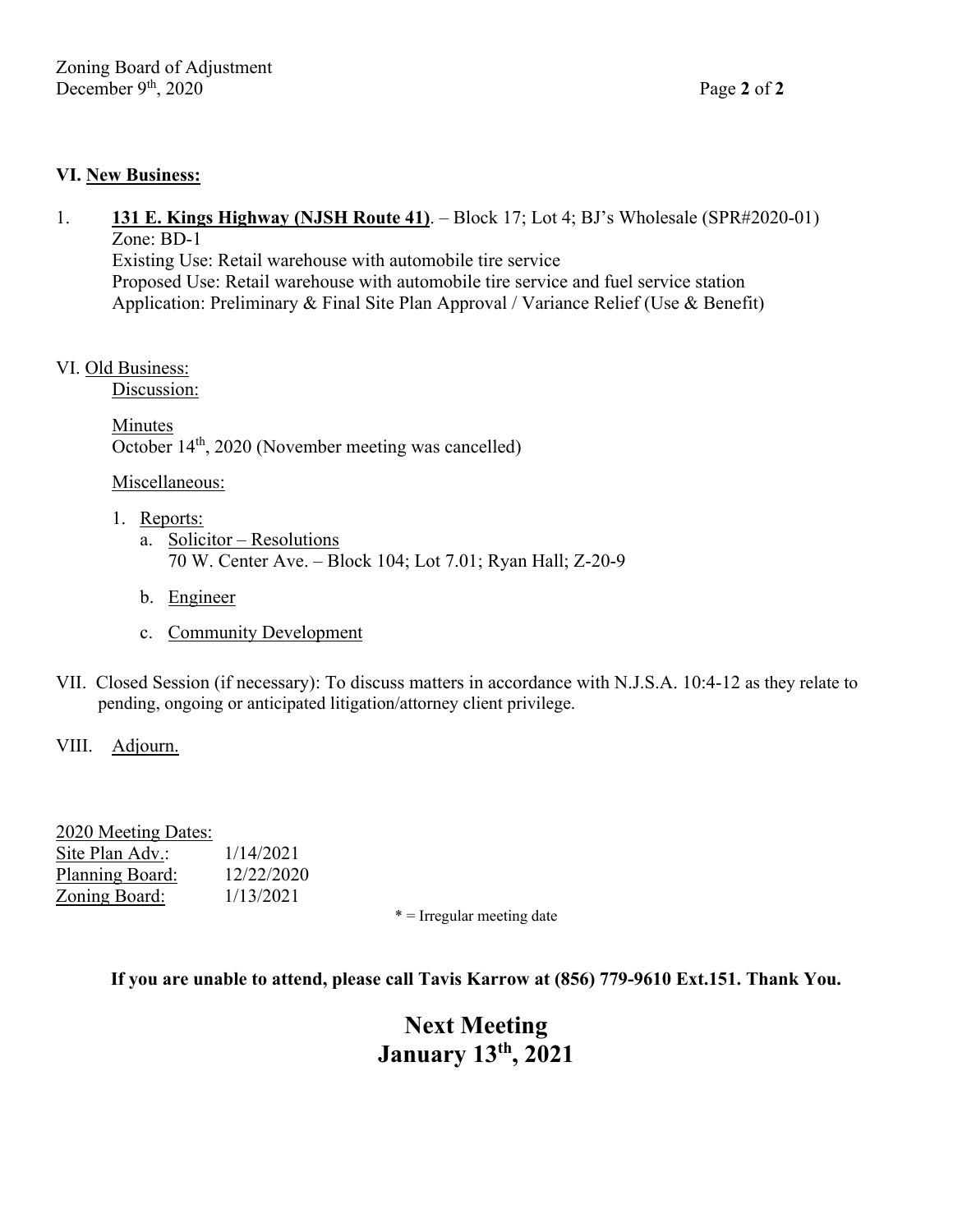### VI. New Business:

1. **131 E. Kings Highway (NJSH Route 41)**. – Block 17; Lot 4; BJ's Wholesale (SPR#2020-01)
   Zone: BD-1
   Existing Use: Retail warehouse with automobile tire service
   Proposed Use: Retail warehouse with automobile tire service and fuel service station
   Application: Preliminary & Final Site Plan Approval / Variance Relief (Use & Benefit)

VI. Old Business:

Discussion:

Minutes
October 14th, 2020 (November meeting was cancelled)

Miscellaneous:

1. Reports:
   a. Solicitor – Resolutions
      70 W. Center Ave. – Block 104; Lot 7.01; Ryan Hall; Z-20-9
   b. Engineer
   c. Community Development

VII. Closed Session (if necessary): To discuss matters in accordance with N.J.S.A. 10:4-12 as they relate to pending, ongoing or anticipated litigation/attorney client privilege.

VIII. Adjourn.

| 2020 Meeting Dates: | |
|---|---|
| Site Plan Adv.: | 1/14/2021 |
| Planning Board: | 12/22/2020 |
| Zoning Board: | 1/13/2021 |

* = Irregular meeting date

**If you are unable to attend, please call Tavis Karrow at (856) 779-9610 Ext.151. Thank You.**

## Next Meeting
## January 13th, 2021